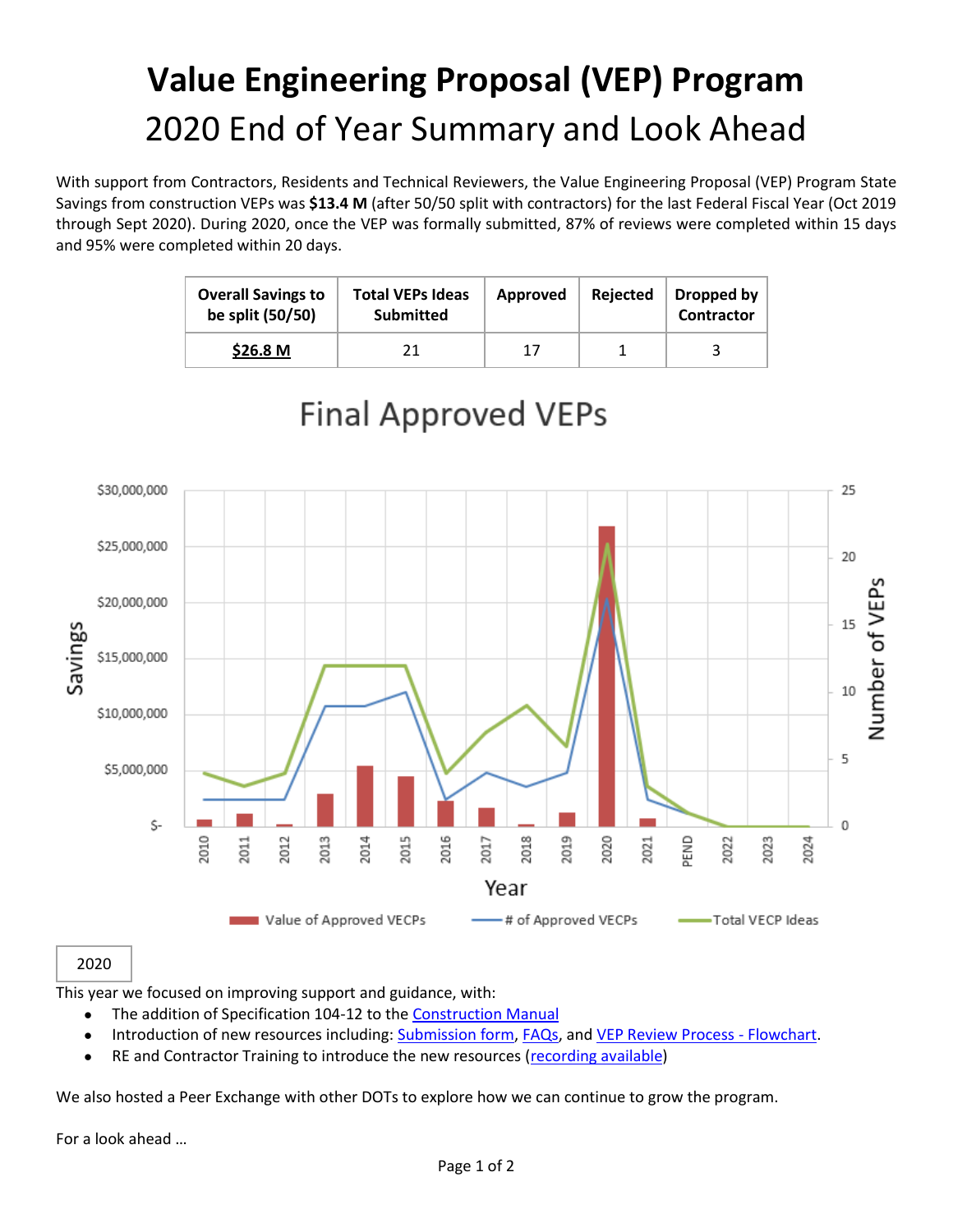# Value Engineering Proposal (VEP) Program

## 2020 End of Year Summary and Look Ahead

With support from Contractors, Residents and Technical Reviewers, the Value Engineering Proposal (VEP) Program State Savings from construction VEPs was **$13.4 M** (after 50/50 split with contractors) for the last Federal Fiscal Year (Oct 2019 through Sept 2020). During 2020, once the VEP was formally submitted, 87% of reviews were completed within 15 days and 95% were completed within 20 days.

| Overall Savings to be split (50/50) | Total VEPs Ideas Submitted | Approved | Rejected | Dropped by Contractor |
|---|---|---|---|---|
| **$26.8 M** | 21 | 17 | 1 | 3 |

Final Approved VEPs

2020

This year we focused on improving support and guidance, with:

- The addition of Specification 104-12 to the Construction Manual
- Introduction of new resources including: Submission form, FAQs, and VEP Review Process - Flowchart.
- RE and Contractor Training to introduce the new resources (recording available)

We also hosted a Peer Exchange with other DOTs to explore how we can continue to grow the program.

For a look ahead …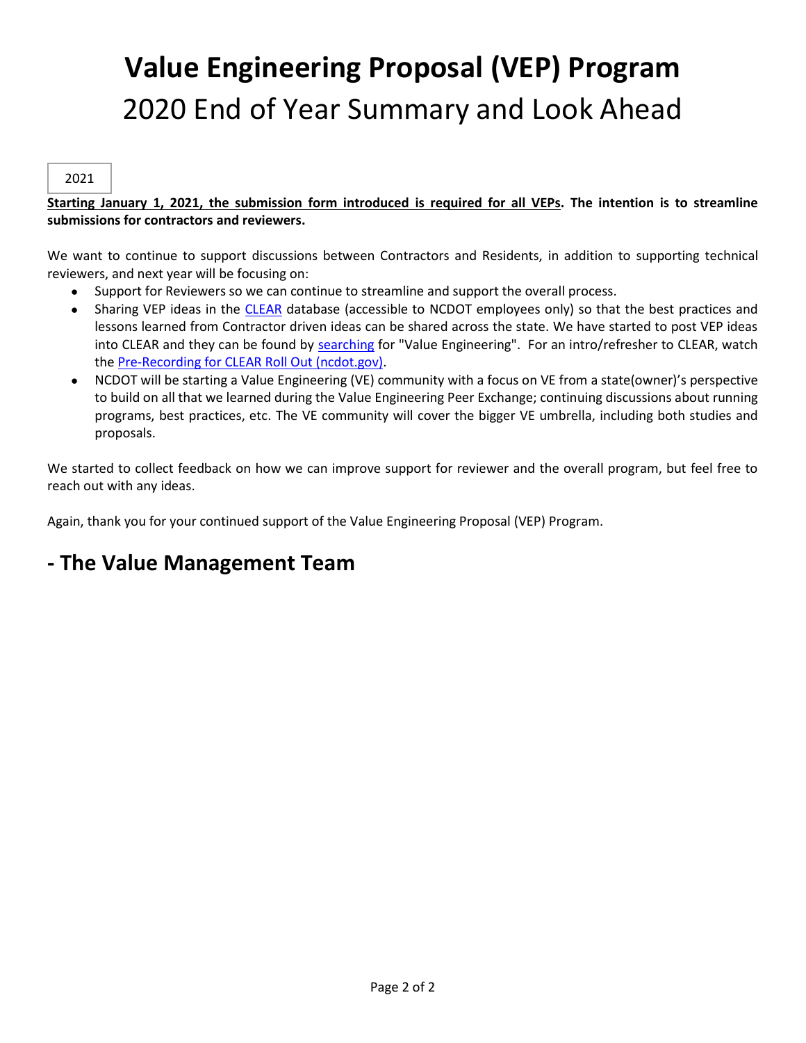# Value Engineering Proposal (VEP) Program

## 2020 End of Year Summary and Look Ahead

2021

**Starting January 1, 2021, the submission form introduced is required for all VEPs. The intention is to streamline submissions for contractors and reviewers.**

We want to continue to support discussions between Contractors and Residents, in addition to supporting technical reviewers, and next year will be focusing on:

- Support for Reviewers so we can continue to streamline and support the overall process.
- Sharing VEP ideas in the CLEAR database (accessible to NCDOT employees only) so that the best practices and lessons learned from Contractor driven ideas can be shared across the state. We have started to post VEP ideas into CLEAR and they can be found by searching for "Value Engineering". For an intro/refresher to CLEAR, watch the Pre-Recording for CLEAR Roll Out (ncdot.gov).
- NCDOT will be starting a Value Engineering (VE) community with a focus on VE from a state(owner)'s perspective to build on all that we learned during the Value Engineering Peer Exchange; continuing discussions about running programs, best practices, etc. The VE community will cover the bigger VE umbrella, including both studies and proposals.

We started to collect feedback on how we can improve support for reviewer and the overall program, but feel free to reach out with any ideas.

Again, thank you for your continued support of the Value Engineering Proposal (VEP) Program.

## - The Value Management Team